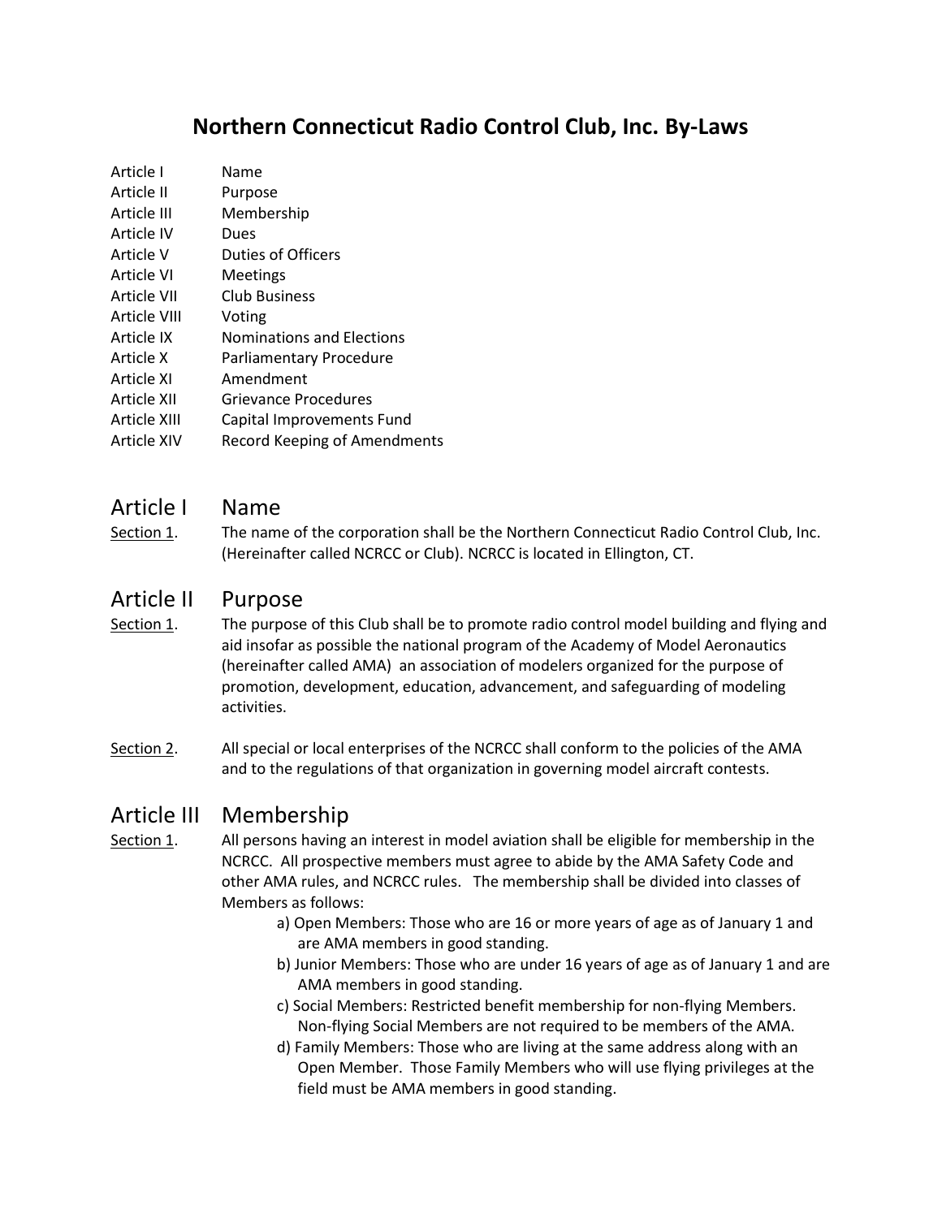# Northern Connecticut Radio Control Club, Inc. By-Laws

| | |
|---|---|
| Article I | Name |
| Article II | Purpose |
| Article III | Membership |
| Article IV | Dues |
| Article V | Duties of Officers |
| Article VI | Meetings |
| Article VII | Club Business |
| Article VIII | Voting |
| Article IX | Nominations and Elections |
| Article X | Parliamentary Procedure |
| Article XI | Amendment |
| Article XII | Grievance Procedures |
| Article XIII | Capital Improvements Fund |
| Article XIV | Record Keeping of Amendments |

## Article I Name

Section 1. The name of the corporation shall be the Northern Connecticut Radio Control Club, Inc. (Hereinafter called NCRCC or Club). NCRCC is located in Ellington, CT.

## Article II Purpose

Section 1. The purpose of this Club shall be to promote radio control model building and flying and aid insofar as possible the national program of the Academy of Model Aeronautics (hereinafter called AMA) an association of modelers organized for the purpose of promotion, development, education, advancement, and safeguarding of modeling activities.

Section 2. All special or local enterprises of the NCRCC shall conform to the policies of the AMA and to the regulations of that organization in governing model aircraft contests.

## Article III Membership

Section 1. All persons having an interest in model aviation shall be eligible for membership in the NCRCC. All prospective members must agree to abide by the AMA Safety Code and other AMA rules, and NCRCC rules. The membership shall be divided into classes of Members as follows:

a) Open Members: Those who are 16 or more years of age as of January 1 and are AMA members in good standing.

b) Junior Members: Those who are under 16 years of age as of January 1 and are AMA members in good standing.

c) Social Members: Restricted benefit membership for non-flying Members. Non-flying Social Members are not required to be members of the AMA.

d) Family Members: Those who are living at the same address along with an Open Member. Those Family Members who will use flying privileges at the field must be AMA members in good standing.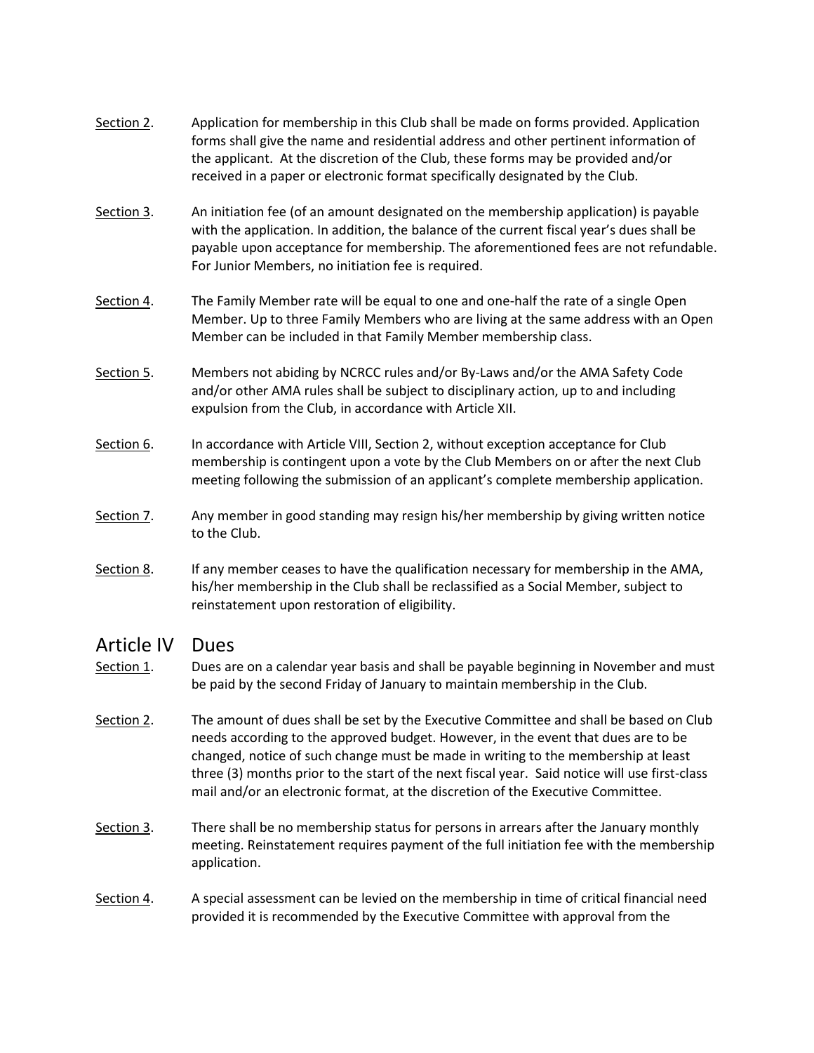Section 2. Application for membership in this Club shall be made on forms provided. Application forms shall give the name and residential address and other pertinent information of the applicant. At the discretion of the Club, these forms may be provided and/or received in a paper or electronic format specifically designated by the Club.

Section 3. An initiation fee (of an amount designated on the membership application) is payable with the application. In addition, the balance of the current fiscal year's dues shall be payable upon acceptance for membership. The aforementioned fees are not refundable. For Junior Members, no initiation fee is required.

Section 4. The Family Member rate will be equal to one and one-half the rate of a single Open Member. Up to three Family Members who are living at the same address with an Open Member can be included in that Family Member membership class.

Section 5. Members not abiding by NCRCC rules and/or By-Laws and/or the AMA Safety Code and/or other AMA rules shall be subject to disciplinary action, up to and including expulsion from the Club, in accordance with Article XII.

Section 6. In accordance with Article VIII, Section 2, without exception acceptance for Club membership is contingent upon a vote by the Club Members on or after the next Club meeting following the submission of an applicant's complete membership application.

Section 7. Any member in good standing may resign his/her membership by giving written notice to the Club.

Section 8. If any member ceases to have the qualification necessary for membership in the AMA, his/her membership in the Club shall be reclassified as a Social Member, subject to reinstatement upon restoration of eligibility.

## Article IV Dues

Section 1. Dues are on a calendar year basis and shall be payable beginning in November and must be paid by the second Friday of January to maintain membership in the Club.

Section 2. The amount of dues shall be set by the Executive Committee and shall be based on Club needs according to the approved budget. However, in the event that dues are to be changed, notice of such change must be made in writing to the membership at least three (3) months prior to the start of the next fiscal year. Said notice will use first-class mail and/or an electronic format, at the discretion of the Executive Committee.

Section 3. There shall be no membership status for persons in arrears after the January monthly meeting. Reinstatement requires payment of the full initiation fee with the membership application.

Section 4. A special assessment can be levied on the membership in time of critical financial need provided it is recommended by the Executive Committee with approval from the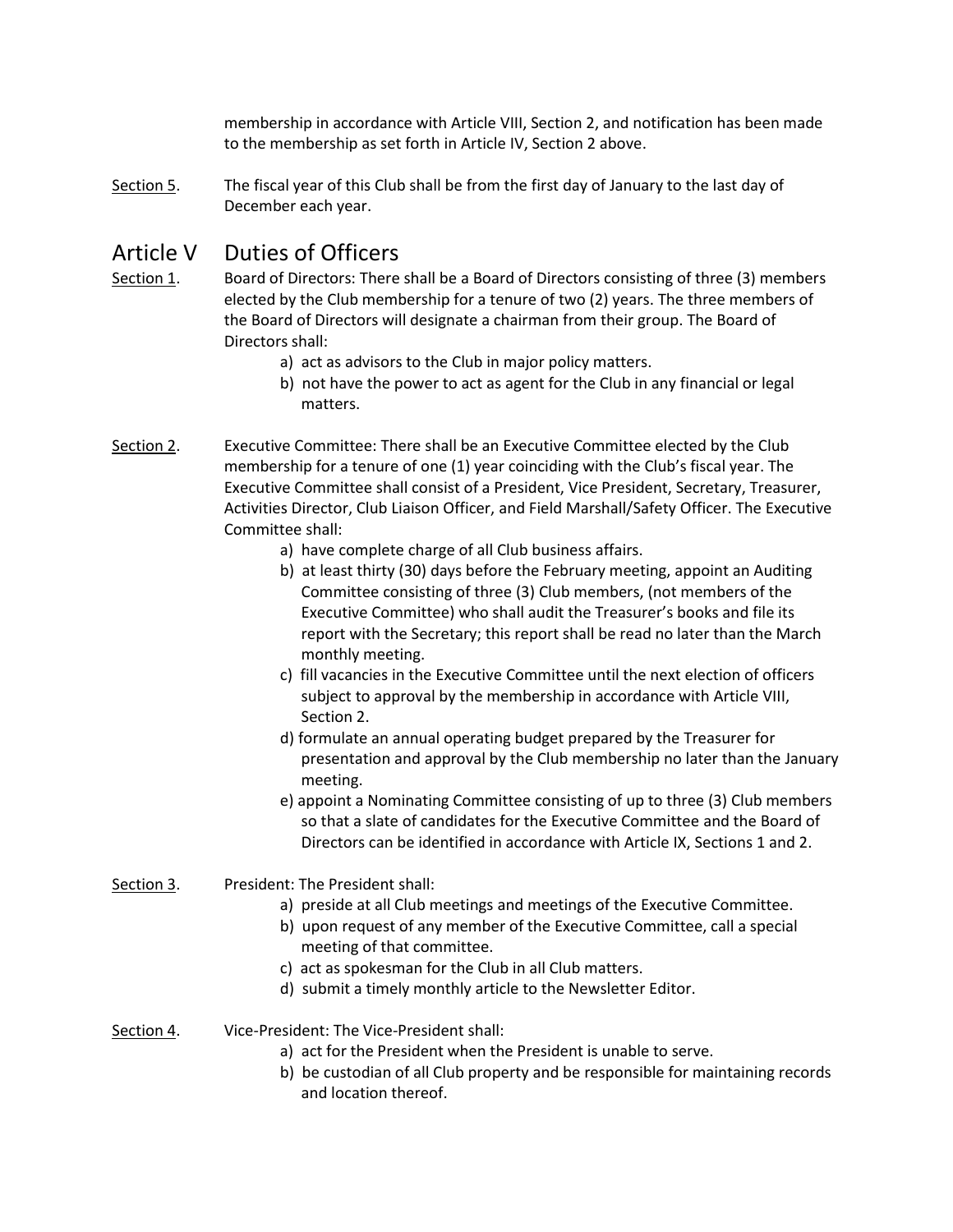membership in accordance with Article VIII, Section 2, and notification has been made to the membership as set forth in Article IV, Section 2 above.

Section 5. The fiscal year of this Club shall be from the first day of January to the last day of December each year.

# Article V Duties of Officers

Section 1. Board of Directors: There shall be a Board of Directors consisting of three (3) members elected by the Club membership for a tenure of two (2) years. The three members of the Board of Directors will designate a chairman from their group. The Board of Directors shall:

a) act as advisors to the Club in major policy matters.
b) not have the power to act as agent for the Club in any financial or legal matters.

Section 2. Executive Committee: There shall be an Executive Committee elected by the Club membership for a tenure of one (1) year coinciding with the Club's fiscal year. The Executive Committee shall consist of a President, Vice President, Secretary, Treasurer, Activities Director, Club Liaison Officer, and Field Marshall/Safety Officer. The Executive Committee shall:

a) have complete charge of all Club business affairs.
b) at least thirty (30) days before the February meeting, appoint an Auditing Committee consisting of three (3) Club members, (not members of the Executive Committee) who shall audit the Treasurer's books and file its report with the Secretary; this report shall be read no later than the March monthly meeting.
c) fill vacancies in the Executive Committee until the next election of officers subject to approval by the membership in accordance with Article VIII, Section 2.
d) formulate an annual operating budget prepared by the Treasurer for presentation and approval by the Club membership no later than the January meeting.
e) appoint a Nominating Committee consisting of up to three (3) Club members so that a slate of candidates for the Executive Committee and the Board of Directors can be identified in accordance with Article IX, Sections 1 and 2.

Section 3. President: The President shall:

a) preside at all Club meetings and meetings of the Executive Committee.
b) upon request of any member of the Executive Committee, call a special meeting of that committee.
c) act as spokesman for the Club in all Club matters.
d) submit a timely monthly article to the Newsletter Editor.

Section 4. Vice-President: The Vice-President shall:

a) act for the President when the President is unable to serve.
b) be custodian of all Club property and be responsible for maintaining records and location thereof.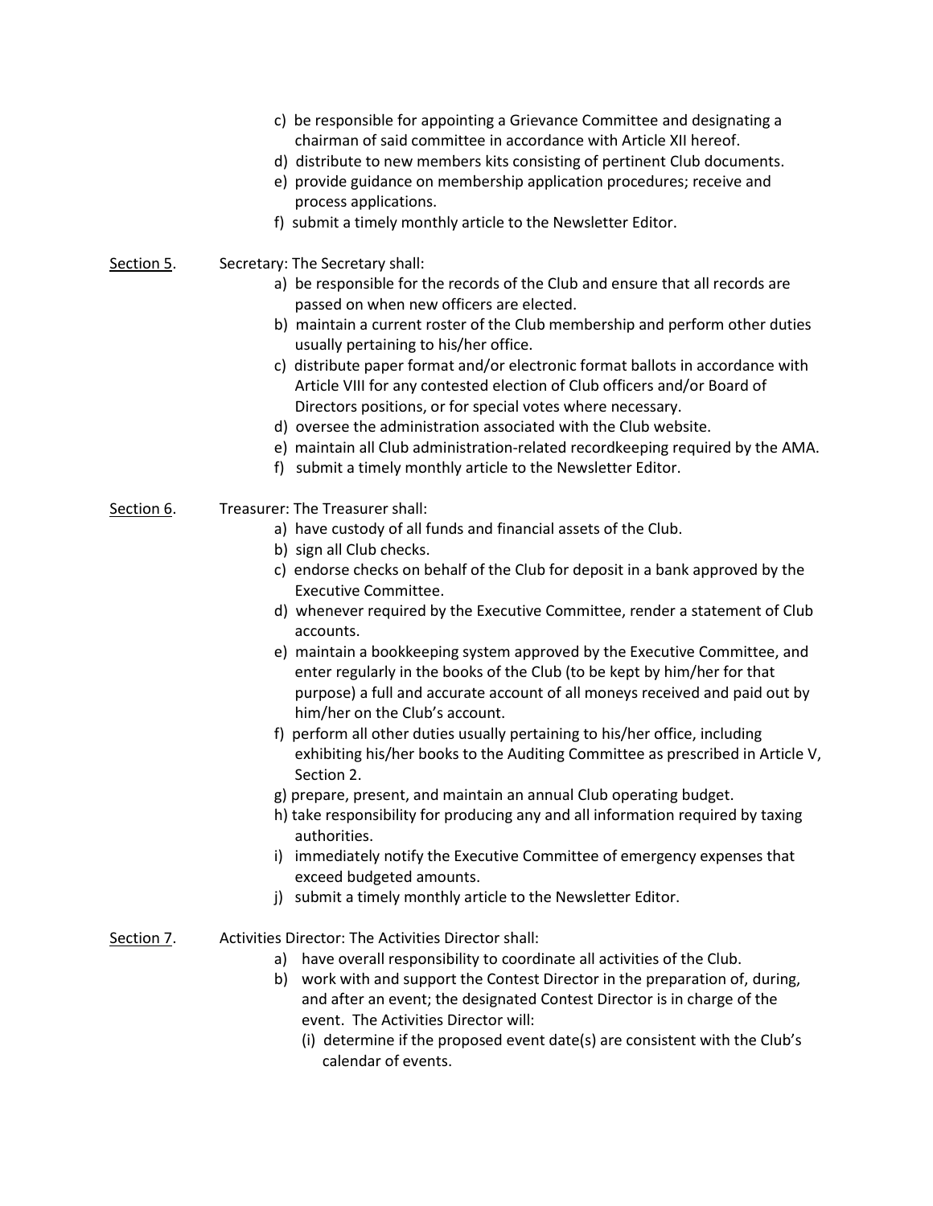c) be responsible for appointing a Grievance Committee and designating a chairman of said committee in accordance with Article XII hereof.

d) distribute to new members kits consisting of pertinent Club documents.

e) provide guidance on membership application procedures; receive and process applications.

f) submit a timely monthly article to the Newsletter Editor.

<u>Section 5</u>. Secretary: The Secretary shall:

a) be responsible for the records of the Club and ensure that all records are passed on when new officers are elected.

b) maintain a current roster of the Club membership and perform other duties usually pertaining to his/her office.

c) distribute paper format and/or electronic format ballots in accordance with Article VIII for any contested election of Club officers and/or Board of Directors positions, or for special votes where necessary.

d) oversee the administration associated with the Club website.

e) maintain all Club administration-related recordkeeping required by the AMA.

f) submit a timely monthly article to the Newsletter Editor.

<u>Section 6</u>. Treasurer: The Treasurer shall:

a) have custody of all funds and financial assets of the Club.

b) sign all Club checks.

c) endorse checks on behalf of the Club for deposit in a bank approved by the Executive Committee.

d) whenever required by the Executive Committee, render a statement of Club accounts.

e) maintain a bookkeeping system approved by the Executive Committee, and enter regularly in the books of the Club (to be kept by him/her for that purpose) a full and accurate account of all moneys received and paid out by him/her on the Club's account.

f) perform all other duties usually pertaining to his/her office, including exhibiting his/her books to the Auditing Committee as prescribed in Article V, Section 2.

g) prepare, present, and maintain an annual Club operating budget.

h) take responsibility for producing any and all information required by taxing authorities.

i) immediately notify the Executive Committee of emergency expenses that exceed budgeted amounts.

j) submit a timely monthly article to the Newsletter Editor.

<u>Section 7</u>. Activities Director: The Activities Director shall:

a) have overall responsibility to coordinate all activities of the Club.

b) work with and support the Contest Director in the preparation of, during, and after an event; the designated Contest Director is in charge of the event. The Activities Director will:

   (i) determine if the proposed event date(s) are consistent with the Club's calendar of events.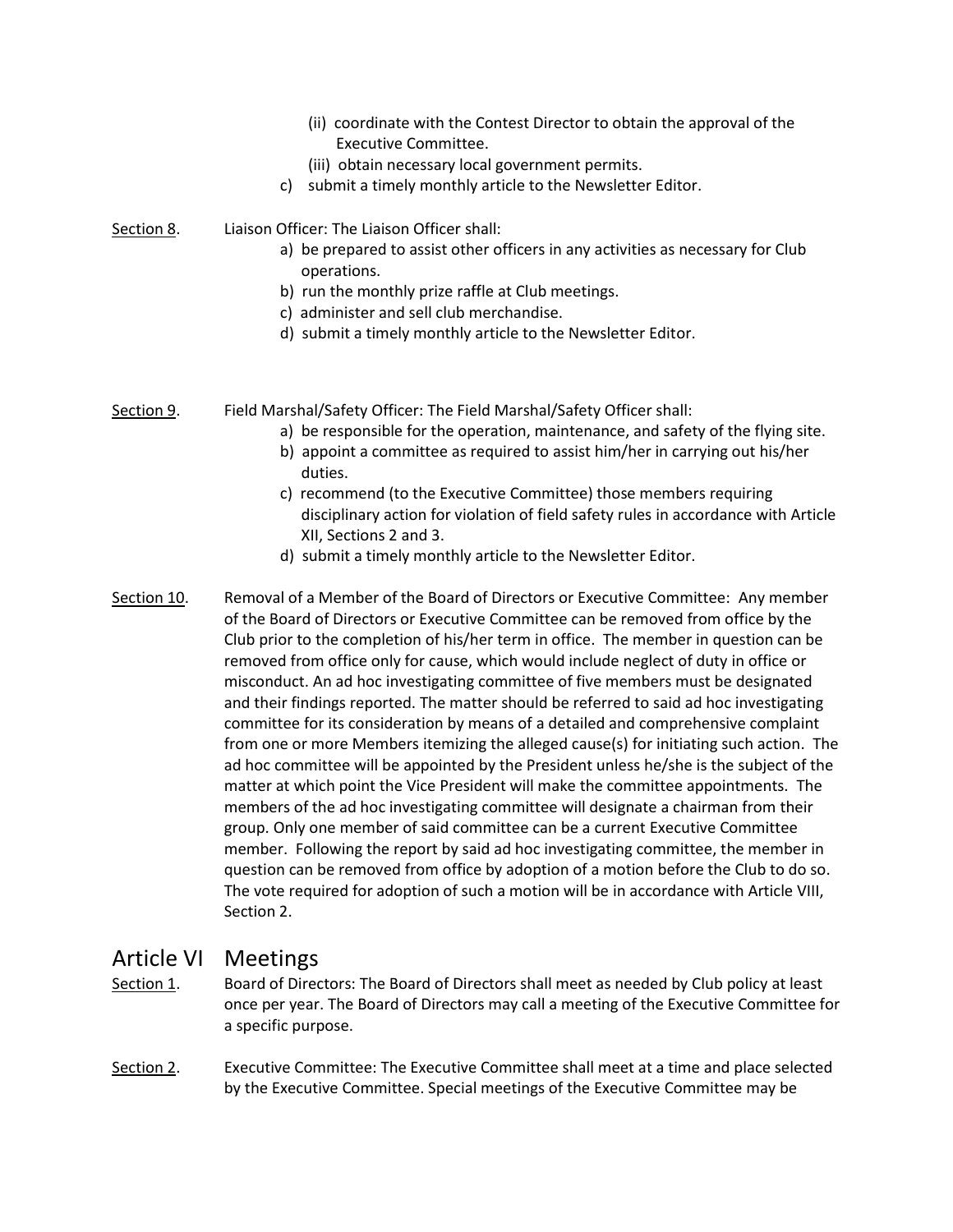(ii) coordinate with the Contest Director to obtain the approval of the Executive Committee.

(iii) obtain necessary local government permits.

c) submit a timely monthly article to the Newsletter Editor.

Section 8. Liaison Officer: The Liaison Officer shall:

a) be prepared to assist other officers in any activities as necessary for Club operations.
b) run the monthly prize raffle at Club meetings.
c) administer and sell club merchandise.
d) submit a timely monthly article to the Newsletter Editor.

Section 9. Field Marshal/Safety Officer: The Field Marshal/Safety Officer shall:

a) be responsible for the operation, maintenance, and safety of the flying site.
b) appoint a committee as required to assist him/her in carrying out his/her duties.
c) recommend (to the Executive Committee) those members requiring disciplinary action for violation of field safety rules in accordance with Article XII, Sections 2 and 3.
d) submit a timely monthly article to the Newsletter Editor.

Section 10. Removal of a Member of the Board of Directors or Executive Committee: Any member of the Board of Directors or Executive Committee can be removed from office by the Club prior to the completion of his/her term in office. The member in question can be removed from office only for cause, which would include neglect of duty in office or misconduct. An ad hoc investigating committee of five members must be designated and their findings reported. The matter should be referred to said ad hoc investigating committee for its consideration by means of a detailed and comprehensive complaint from one or more Members itemizing the alleged cause(s) for initiating such action. The ad hoc committee will be appointed by the President unless he/she is the subject of the matter at which point the Vice President will make the committee appointments. The members of the ad hoc investigating committee will designate a chairman from their group. Only one member of said committee can be a current Executive Committee member. Following the report by said ad hoc investigating committee, the member in question can be removed from office by adoption of a motion before the Club to do so. The vote required for adoption of such a motion will be in accordance with Article VIII, Section 2.

# Article VI Meetings

Section 1. Board of Directors: The Board of Directors shall meet as needed by Club policy at least once per year. The Board of Directors may call a meeting of the Executive Committee for a specific purpose.

Section 2. Executive Committee: The Executive Committee shall meet at a time and place selected by the Executive Committee. Special meetings of the Executive Committee may be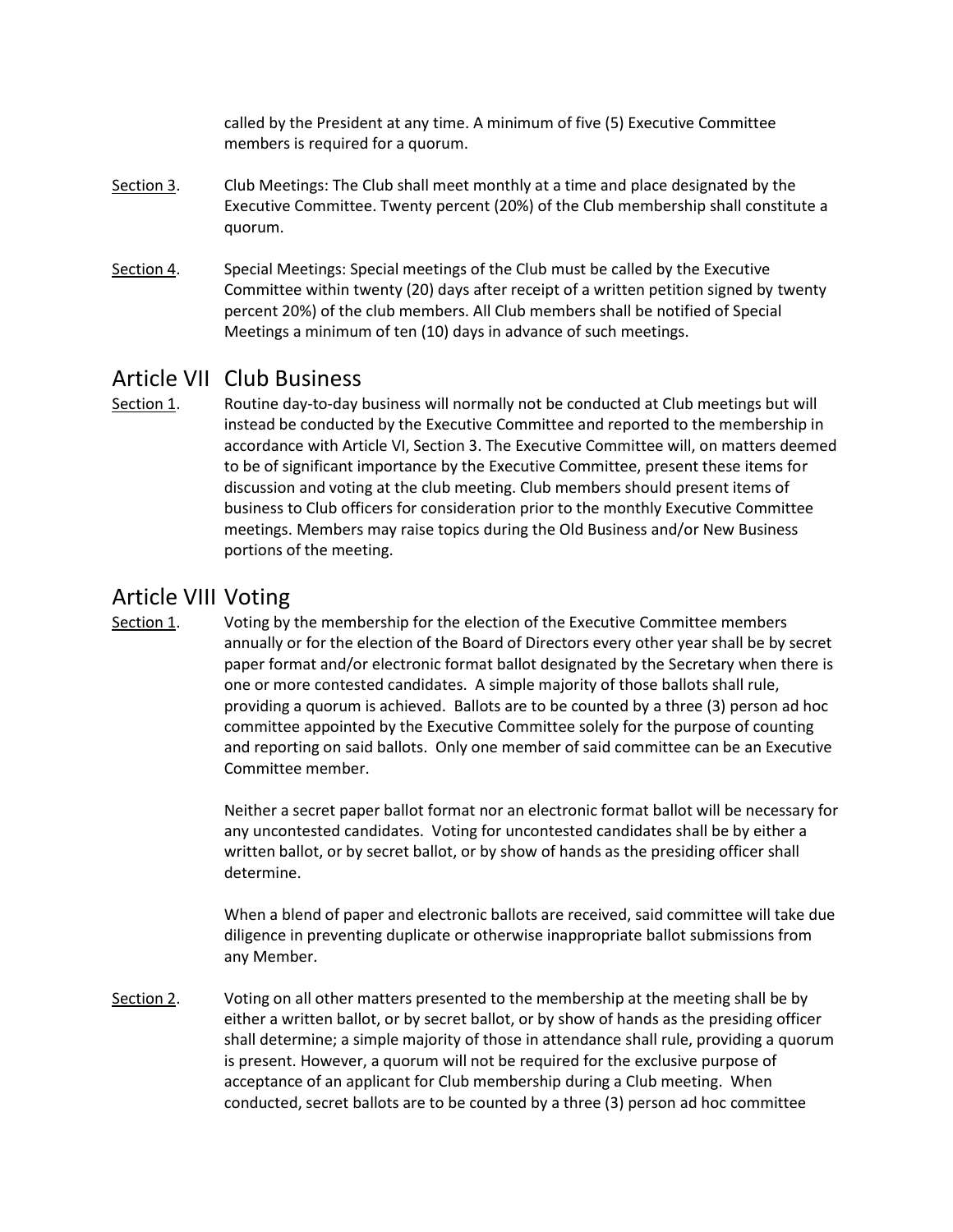called by the President at any time. A minimum of five (5) Executive Committee members is required for a quorum.

Section 3. Club Meetings: The Club shall meet monthly at a time and place designated by the Executive Committee. Twenty percent (20%) of the Club membership shall constitute a quorum.

Section 4. Special Meetings: Special meetings of the Club must be called by the Executive Committee within twenty (20) days after receipt of a written petition signed by twenty percent 20%) of the club members. All Club members shall be notified of Special Meetings a minimum of ten (10) days in advance of such meetings.

## Article VII Club Business

Section 1. Routine day-to-day business will normally not be conducted at Club meetings but will instead be conducted by the Executive Committee and reported to the membership in accordance with Article VI, Section 3. The Executive Committee will, on matters deemed to be of significant importance by the Executive Committee, present these items for discussion and voting at the club meeting. Club members should present items of business to Club officers for consideration prior to the monthly Executive Committee meetings. Members may raise topics during the Old Business and/or New Business portions of the meeting.

## Article VIII Voting

Section 1. Voting by the membership for the election of the Executive Committee members annually or for the election of the Board of Directors every other year shall be by secret paper format and/or electronic format ballot designated by the Secretary when there is one or more contested candidates. A simple majority of those ballots shall rule, providing a quorum is achieved. Ballots are to be counted by a three (3) person ad hoc committee appointed by the Executive Committee solely for the purpose of counting and reporting on said ballots. Only one member of said committee can be an Executive Committee member.

Neither a secret paper ballot format nor an electronic format ballot will be necessary for any uncontested candidates. Voting for uncontested candidates shall be by either a written ballot, or by secret ballot, or by show of hands as the presiding officer shall determine.

When a blend of paper and electronic ballots are received, said committee will take due diligence in preventing duplicate or otherwise inappropriate ballot submissions from any Member.

Section 2. Voting on all other matters presented to the membership at the meeting shall be by either a written ballot, or by secret ballot, or by show of hands as the presiding officer shall determine; a simple majority of those in attendance shall rule, providing a quorum is present. However, a quorum will not be required for the exclusive purpose of acceptance of an applicant for Club membership during a Club meeting. When conducted, secret ballots are to be counted by a three (3) person ad hoc committee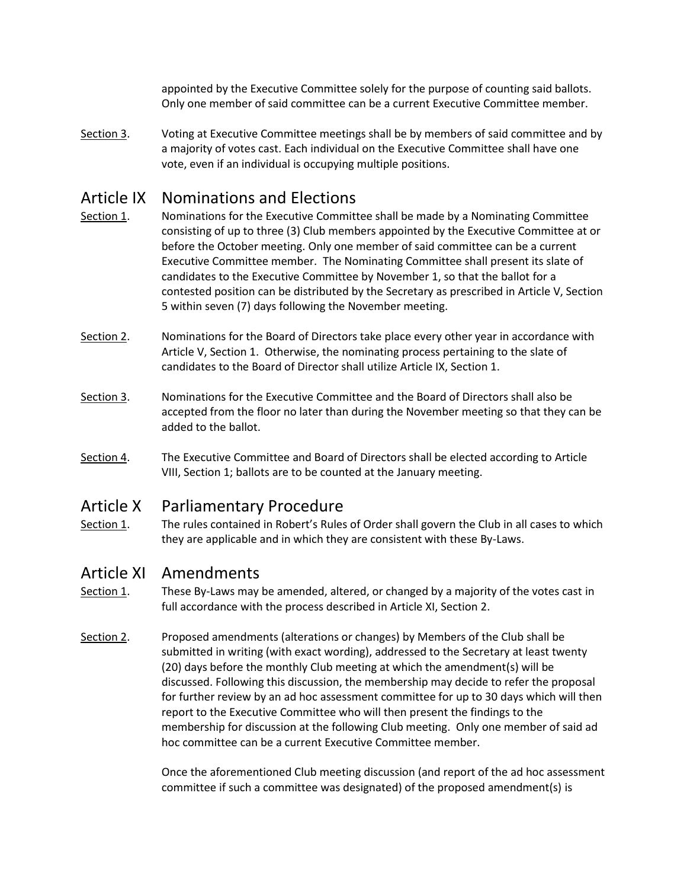appointed by the Executive Committee solely for the purpose of counting said ballots. Only one member of said committee can be a current Executive Committee member.

Section 3. Voting at Executive Committee meetings shall be by members of said committee and by a majority of votes cast. Each individual on the Executive Committee shall have one vote, even if an individual is occupying multiple positions.

## Article IX Nominations and Elections

Section 1. Nominations for the Executive Committee shall be made by a Nominating Committee consisting of up to three (3) Club members appointed by the Executive Committee at or before the October meeting. Only one member of said committee can be a current Executive Committee member. The Nominating Committee shall present its slate of candidates to the Executive Committee by November 1, so that the ballot for a contested position can be distributed by the Secretary as prescribed in Article V, Section 5 within seven (7) days following the November meeting.

Section 2. Nominations for the Board of Directors take place every other year in accordance with Article V, Section 1. Otherwise, the nominating process pertaining to the slate of candidates to the Board of Director shall utilize Article IX, Section 1.

Section 3. Nominations for the Executive Committee and the Board of Directors shall also be accepted from the floor no later than during the November meeting so that they can be added to the ballot.

Section 4. The Executive Committee and Board of Directors shall be elected according to Article VIII, Section 1; ballots are to be counted at the January meeting.

## Article X Parliamentary Procedure

Section 1. The rules contained in Robert's Rules of Order shall govern the Club in all cases to which they are applicable and in which they are consistent with these By-Laws.

## Article XI Amendments

Section 1. These By-Laws may be amended, altered, or changed by a majority of the votes cast in full accordance with the process described in Article XI, Section 2.

Section 2. Proposed amendments (alterations or changes) by Members of the Club shall be submitted in writing (with exact wording), addressed to the Secretary at least twenty (20) days before the monthly Club meeting at which the amendment(s) will be discussed. Following this discussion, the membership may decide to refer the proposal for further review by an ad hoc assessment committee for up to 30 days which will then report to the Executive Committee who will then present the findings to the membership for discussion at the following Club meeting. Only one member of said ad hoc committee can be a current Executive Committee member.

Once the aforementioned Club meeting discussion (and report of the ad hoc assessment committee if such a committee was designated) of the proposed amendment(s) is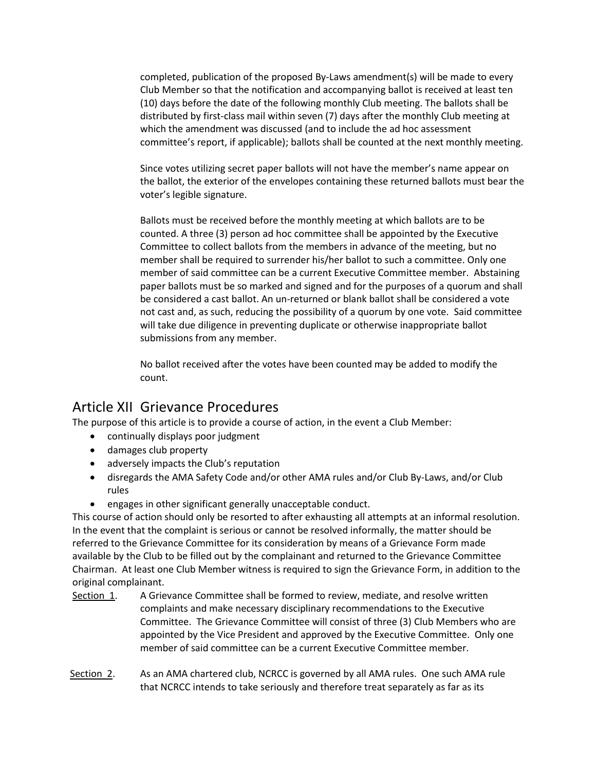completed, publication of the proposed By-Laws amendment(s) will be made to every Club Member so that the notification and accompanying ballot is received at least ten (10) days before the date of the following monthly Club meeting. The ballots shall be distributed by first-class mail within seven (7) days after the monthly Club meeting at which the amendment was discussed (and to include the ad hoc assessment committee's report, if applicable); ballots shall be counted at the next monthly meeting.

Since votes utilizing secret paper ballots will not have the member's name appear on the ballot, the exterior of the envelopes containing these returned ballots must bear the voter's legible signature.

Ballots must be received before the monthly meeting at which ballots are to be counted. A three (3) person ad hoc committee shall be appointed by the Executive Committee to collect ballots from the members in advance of the meeting, but no member shall be required to surrender his/her ballot to such a committee. Only one member of said committee can be a current Executive Committee member. Abstaining paper ballots must be so marked and signed and for the purposes of a quorum and shall be considered a cast ballot. An un-returned or blank ballot shall be considered a vote not cast and, as such, reducing the possibility of a quorum by one vote. Said committee will take due diligence in preventing duplicate or otherwise inappropriate ballot submissions from any member.

No ballot received after the votes have been counted may be added to modify the count.

## Article XII Grievance Procedures

The purpose of this article is to provide a course of action, in the event a Club Member:

- continually displays poor judgment
- damages club property
- adversely impacts the Club's reputation
- disregards the AMA Safety Code and/or other AMA rules and/or Club By-Laws, and/or Club rules
- engages in other significant generally unacceptable conduct.

This course of action should only be resorted to after exhausting all attempts at an informal resolution. In the event that the complaint is serious or cannot be resolved informally, the matter should be referred to the Grievance Committee for its consideration by means of a Grievance Form made available by the Club to be filled out by the complainant and returned to the Grievance Committee Chairman. At least one Club Member witness is required to sign the Grievance Form, in addition to the original complainant.

Section 1. A Grievance Committee shall be formed to review, mediate, and resolve written complaints and make necessary disciplinary recommendations to the Executive Committee. The Grievance Committee will consist of three (3) Club Members who are appointed by the Vice President and approved by the Executive Committee. Only one member of said committee can be a current Executive Committee member.

Section 2. As an AMA chartered club, NCRCC is governed by all AMA rules. One such AMA rule that NCRCC intends to take seriously and therefore treat separately as far as its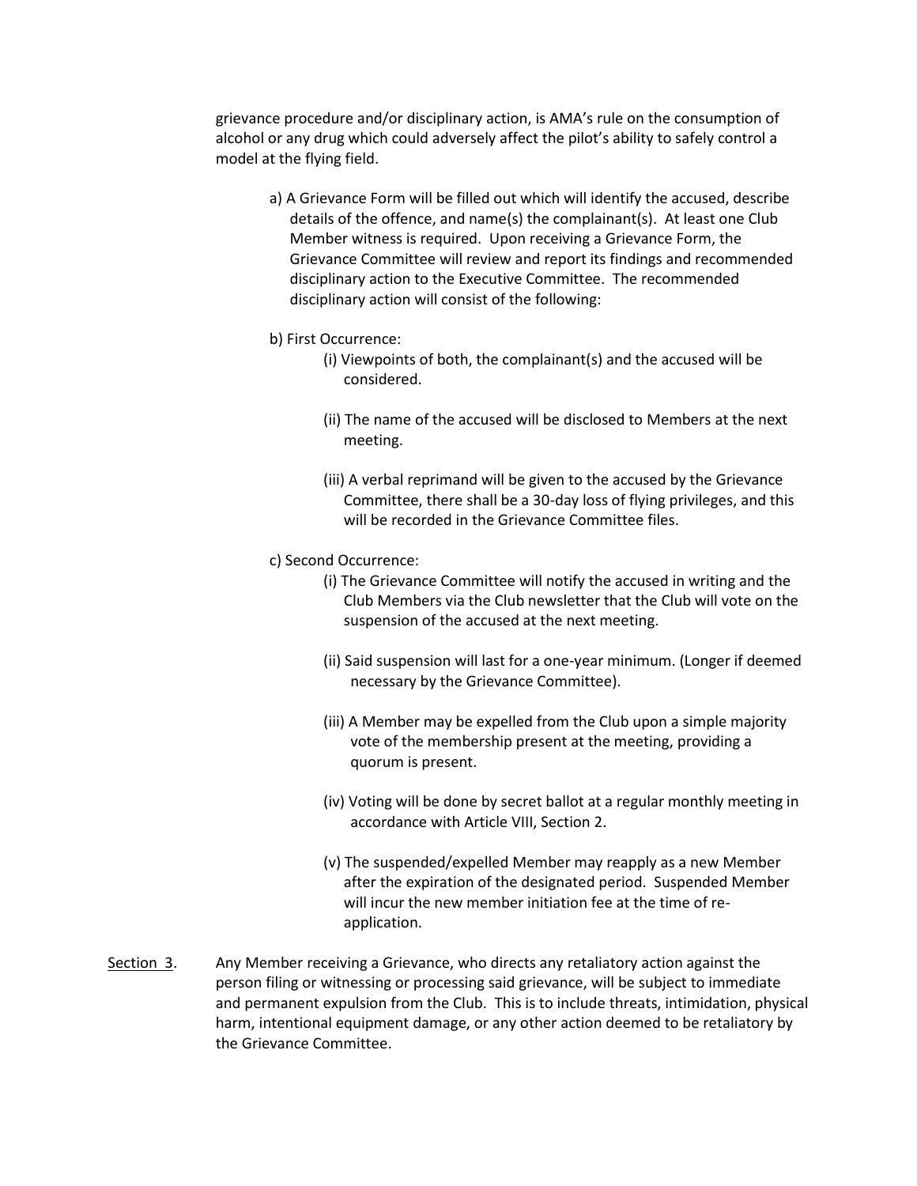grievance procedure and/or disciplinary action, is AMA's rule on the consumption of alcohol or any drug which could adversely affect the pilot's ability to safely control a model at the flying field.

a) A Grievance Form will be filled out which will identify the accused, describe details of the offence, and name(s) the complainant(s). At least one Club Member witness is required. Upon receiving a Grievance Form, the Grievance Committee will review and report its findings and recommended disciplinary action to the Executive Committee. The recommended disciplinary action will consist of the following:

b) First Occurrence:

(i) Viewpoints of both, the complainant(s) and the accused will be considered.

(ii) The name of the accused will be disclosed to Members at the next meeting.

(iii) A verbal reprimand will be given to the accused by the Grievance Committee, there shall be a 30-day loss of flying privileges, and this will be recorded in the Grievance Committee files.

c) Second Occurrence:

(i) The Grievance Committee will notify the accused in writing and the Club Members via the Club newsletter that the Club will vote on the suspension of the accused at the next meeting.

(ii) Said suspension will last for a one-year minimum. (Longer if deemed necessary by the Grievance Committee).

(iii) A Member may be expelled from the Club upon a simple majority vote of the membership present at the meeting, providing a quorum is present.

(iv) Voting will be done by secret ballot at a regular monthly meeting in accordance with Article VIII, Section 2.

(v) The suspended/expelled Member may reapply as a new Member after the expiration of the designated period. Suspended Member will incur the new member initiation fee at the time of re-application.

Section 3. Any Member receiving a Grievance, who directs any retaliatory action against the person filing or witnessing or processing said grievance, will be subject to immediate and permanent expulsion from the Club. This is to include threats, intimidation, physical harm, intentional equipment damage, or any other action deemed to be retaliatory by the Grievance Committee.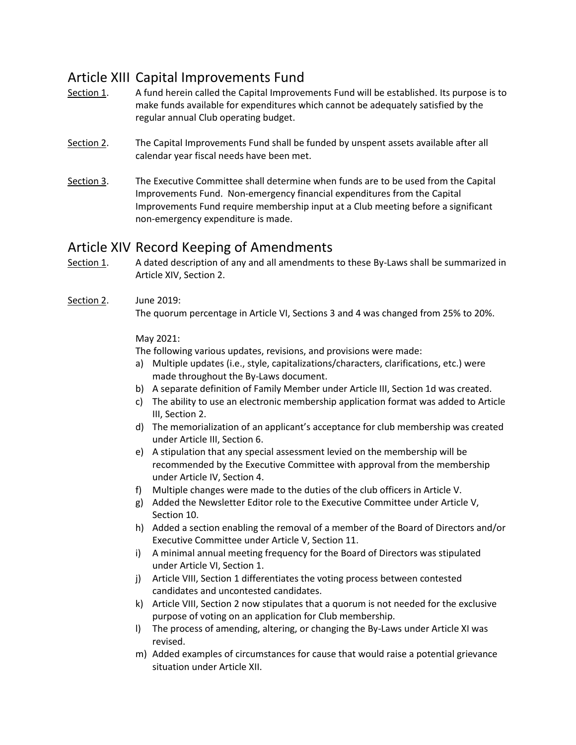## Article XIII Capital Improvements Fund

<u>Section 1</u>. A fund herein called the Capital Improvements Fund will be established. Its purpose is to make funds available for expenditures which cannot be adequately satisfied by the regular annual Club operating budget.

<u>Section 2</u>. The Capital Improvements Fund shall be funded by unspent assets available after all calendar year fiscal needs have been met.

<u>Section 3</u>. The Executive Committee shall determine when funds are to be used from the Capital Improvements Fund. Non-emergency financial expenditures from the Capital Improvements Fund require membership input at a Club meeting before a significant non-emergency expenditure is made.

## Article XIV Record Keeping of Amendments

<u>Section 1</u>. A dated description of any and all amendments to these By-Laws shall be summarized in Article XIV, Section 2.

<u>Section 2</u>. June 2019:
The quorum percentage in Article VI, Sections 3 and 4 was changed from 25% to 20%.

May 2021:
The following various updates, revisions, and provisions were made:

a) Multiple updates (i.e., style, capitalizations/characters, clarifications, etc.) were made throughout the By-Laws document.
b) A separate definition of Family Member under Article III, Section 1d was created.
c) The ability to use an electronic membership application format was added to Article III, Section 2.
d) The memorialization of an applicant's acceptance for club membership was created under Article III, Section 6.
e) A stipulation that any special assessment levied on the membership will be recommended by the Executive Committee with approval from the membership under Article IV, Section 4.
f) Multiple changes were made to the duties of the club officers in Article V.
g) Added the Newsletter Editor role to the Executive Committee under Article V, Section 10.
h) Added a section enabling the removal of a member of the Board of Directors and/or Executive Committee under Article V, Section 11.
i) A minimal annual meeting frequency for the Board of Directors was stipulated under Article VI, Section 1.
j) Article VIII, Section 1 differentiates the voting process between contested candidates and uncontested candidates.
k) Article VIII, Section 2 now stipulates that a quorum is not needed for the exclusive purpose of voting on an application for Club membership.
l) The process of amending, altering, or changing the By-Laws under Article XI was revised.
m) Added examples of circumstances for cause that would raise a potential grievance situation under Article XII.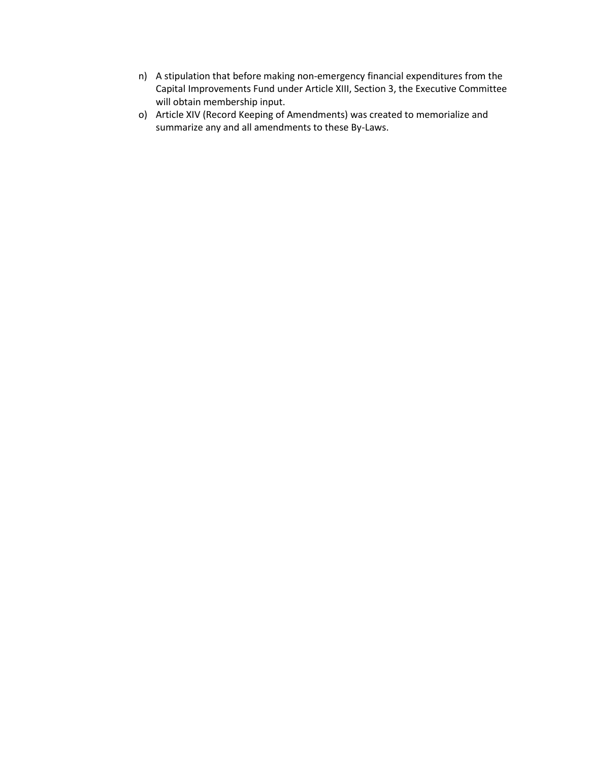n) A stipulation that before making non-emergency financial expenditures from the Capital Improvements Fund under Article XIII, Section 3, the Executive Committee will obtain membership input.
o) Article XIV (Record Keeping of Amendments) was created to memorialize and summarize any and all amendments to these By-Laws.